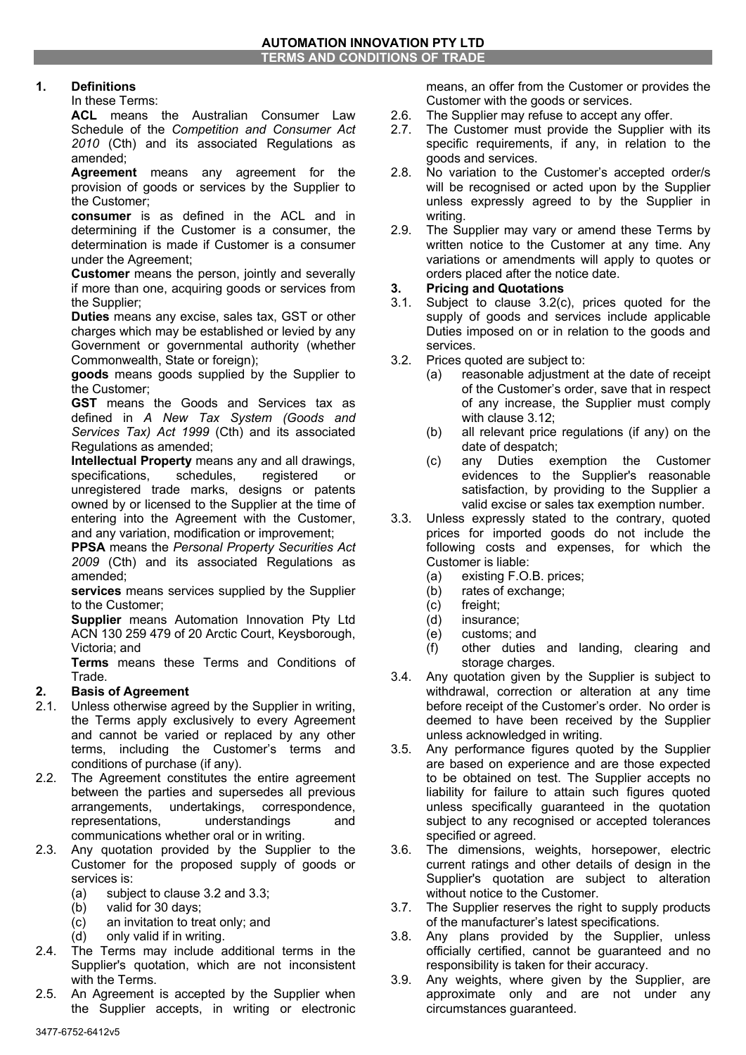# AUTOMATION INNOVATION PTY LTD

## TERMS AND CONDITIONS OF TRADE

### 1. Definitions

In these Terms:

**ACL** means the Australian Consumer Law Schedule of the *Competition and Consumer Act 2010* (Cth) and its associated Regulations as amended;

**Agreement** means any agreement for the provision of goods or services by the Supplier to the Customer;

**consumer** is as defined in the ACL and in determining if the Customer is a consumer, the determination is made if Customer is a consumer under the Agreement;

**Customer** means the person, jointly and severally if more than one, acquiring goods or services from the Supplier;

**Duties** means any excise, sales tax, GST or other charges which may be established or levied by any Government or governmental authority (whether Commonwealth, State or foreign);

**goods** means goods supplied by the Supplier to the Customer;

**GST** means the Goods and Services tax as defined in *A New Tax System (Goods and Services Tax) Act 1999* (Cth) and its associated Regulations as amended;

**Intellectual Property** means any and all drawings, specifications, schedules, registered or unregistered trade marks, designs or patents owned by or licensed to the Supplier at the time of entering into the Agreement with the Customer, and any variation, modification or improvement;

**PPSA** means the *Personal Property Securities Act 2009* (Cth) and its associated Regulations as amended;

**services** means services supplied by the Supplier to the Customer;

**Supplier** means Automation Innovation Pty Ltd ACN 130 259 479 of 20 Arctic Court, Keysborough, Victoria; and

**Terms** means these Terms and Conditions of Trade.

### 2. Basis of Agreement

2.1. Unless otherwise agreed by the Supplier in writing, the Terms apply exclusively to every Agreement and cannot be varied or replaced by any other terms, including the Customer's terms and conditions of purchase (if any).

2.2. The Agreement constitutes the entire agreement between the parties and supersedes all previous arrangements, undertakings, correspondence, representations, understandings and communications whether oral or in writing.

2.3. Any quotation provided by the Supplier to the Customer for the proposed supply of goods or services is:
- (a) subject to clause 3.2 and 3.3;
- (b) valid for 30 days;
- (c) an invitation to treat only; and
- (d) only valid if in writing.

2.4. The Terms may include additional terms in the Supplier's quotation, which are not inconsistent with the Terms.

2.5. An Agreement is accepted by the Supplier when the Supplier accepts, in writing or electronic means, an offer from the Customer or provides the Customer with the goods or services.

2.6. The Supplier may refuse to accept any offer.

2.7. The Customer must provide the Supplier with its specific requirements, if any, in relation to the goods and services.

2.8. No variation to the Customer's accepted order/s will be recognised or acted upon by the Supplier unless expressly agreed to by the Supplier in writing.

2.9. The Supplier may vary or amend these Terms by written notice to the Customer at any time. Any variations or amendments will apply to quotes or orders placed after the notice date.

### 3. Pricing and Quotations

3.1. Subject to clause 3.2(c), prices quoted for the supply of goods and services include applicable Duties imposed on or in relation to the goods and services.

3.2. Prices quoted are subject to:
- (a) reasonable adjustment at the date of receipt of the Customer's order, save that in respect of any increase, the Supplier must comply with clause 3.12;
- (b) all relevant price regulations (if any) on the date of despatch;
- (c) any Duties exemption the Customer evidences to the Supplier's reasonable satisfaction, by providing to the Supplier a valid excise or sales tax exemption number.

3.3. Unless expressly stated to the contrary, quoted prices for imported goods do not include the following costs and expenses, for which the Customer is liable:
- (a) existing F.O.B. prices;
- (b) rates of exchange;
- (c) freight;
- (d) insurance;
- (e) customs; and
- (f) other duties and landing, clearing and storage charges.

3.4. Any quotation given by the Supplier is subject to withdrawal, correction or alteration at any time before receipt of the Customer's order. No order is deemed to have been received by the Supplier unless acknowledged in writing.

3.5. Any performance figures quoted by the Supplier are based on experience and are those expected to be obtained on test. The Supplier accepts no liability for failure to attain such figures quoted unless specifically guaranteed in the quotation subject to any recognised or accepted tolerances specified or agreed.

3.6. The dimensions, weights, horsepower, electric current ratings and other details of design in the Supplier's quotation are subject to alteration without notice to the Customer.

3.7. The Supplier reserves the right to supply products of the manufacturer's latest specifications.

3.8. Any plans provided by the Supplier, unless officially certified, cannot be guaranteed and no responsibility is taken for their accuracy.

3.9. Any weights, where given by the Supplier, are approximate only and are not under any circumstances guaranteed.

3477-6752-6412v5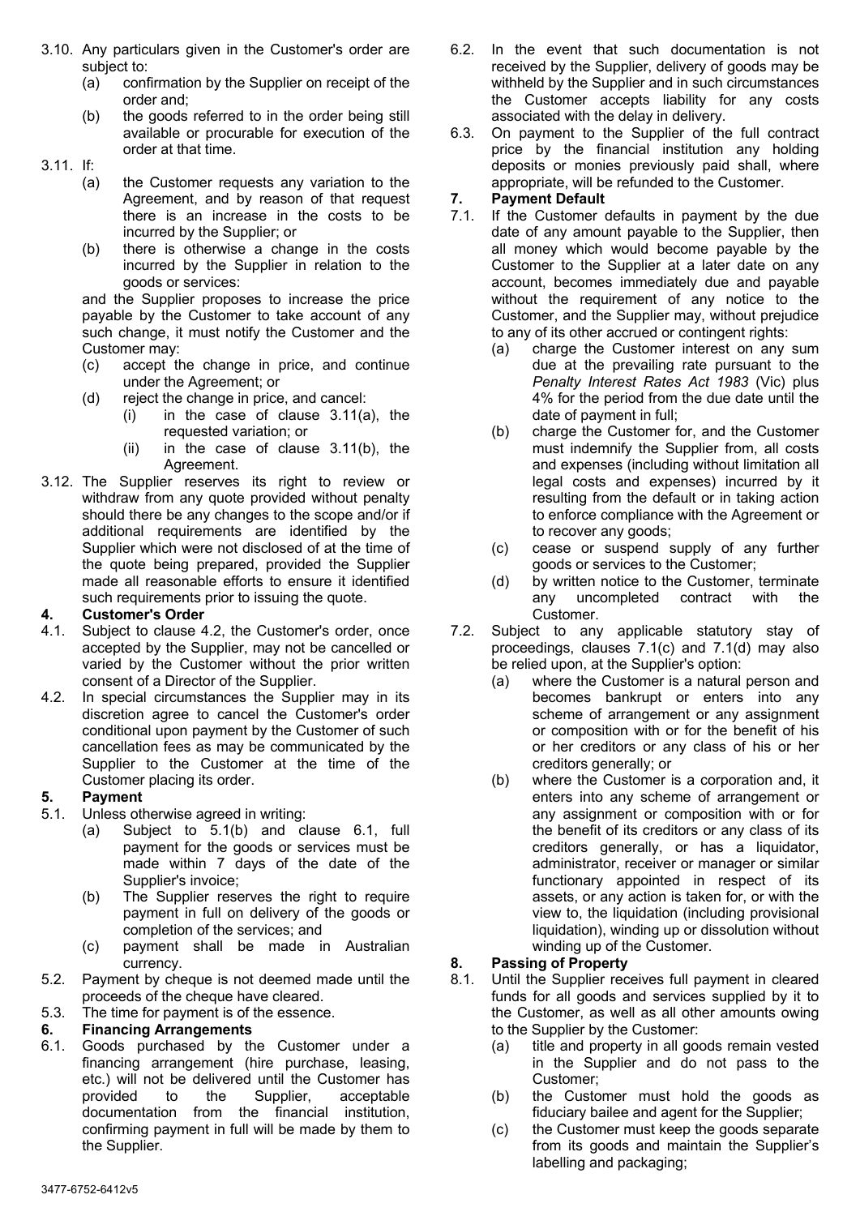3.10. Any particulars given in the Customer's order are subject to:

- (a) confirmation by the Supplier on receipt of the order and;
- (b) the goods referred to in the order being still available or procurable for execution of the order at that time.

3.11. If:

- (a) the Customer requests any variation to the Agreement, and by reason of that request there is an increase in the costs to be incurred by the Supplier; or
- (b) there is otherwise a change in the costs incurred by the Supplier in relation to the goods or services:

and the Supplier proposes to increase the price payable by the Customer to take account of any such change, it must notify the Customer and the Customer may:

- (c) accept the change in price, and continue under the Agreement; or
- (d) reject the change in price, and cancel:
  - (i) in the case of clause 3.11(a), the requested variation; or
  - (ii) in the case of clause 3.11(b), the Agreement.

3.12. The Supplier reserves its right to review or withdraw from any quote provided without penalty should there be any changes to the scope and/or if additional requirements are identified by the Supplier which were not disclosed of at the time of the quote being prepared, provided the Supplier made all reasonable efforts to ensure it identified such requirements prior to issuing the quote.

## 4. Customer's Order

4.1. Subject to clause 4.2, the Customer's order, once accepted by the Supplier, may not be cancelled or varied by the Customer without the prior written consent of a Director of the Supplier.

4.2. In special circumstances the Supplier may in its discretion agree to cancel the Customer's order conditional upon payment by the Customer of such cancellation fees as may be communicated by the Supplier to the Customer at the time of the Customer placing its order.

## 5. Payment

5.1. Unless otherwise agreed in writing:

- (a) Subject to 5.1(b) and clause 6.1, full payment for the goods or services must be made within 7 days of the date of the Supplier's invoice;
- (b) The Supplier reserves the right to require payment in full on delivery of the goods or completion of the services; and
- (c) payment shall be made in Australian currency.

5.2. Payment by cheque is not deemed made until the proceeds of the cheque have cleared.

5.3. The time for payment is of the essence.

## 6. Financing Arrangements

6.1. Goods purchased by the Customer under a financing arrangement (hire purchase, leasing, etc.) will not be delivered until the Customer has provided to the Supplier, acceptable documentation from the financial institution, confirming payment in full will be made by them to the Supplier.

6.2. In the event that such documentation is not received by the Supplier, delivery of goods may be withheld by the Supplier and in such circumstances the Customer accepts liability for any costs associated with the delay in delivery.

6.3. On payment to the Supplier of the full contract price by the financial institution any holding deposits or monies previously paid shall, where appropriate, will be refunded to the Customer.

## 7. Payment Default

7.1. If the Customer defaults in payment by the due date of any amount payable to the Supplier, then all money which would become payable by the Customer to the Supplier at a later date on any account, becomes immediately due and payable without the requirement of any notice to the Customer, and the Supplier may, without prejudice to any of its other accrued or contingent rights:

- (a) charge the Customer interest on any sum due at the prevailing rate pursuant to the *Penalty Interest Rates Act 1983* (Vic) plus 4% for the period from the due date until the date of payment in full;
- (b) charge the Customer for, and the Customer must indemnify the Supplier from, all costs and expenses (including without limitation all legal costs and expenses) incurred by it resulting from the default or in taking action to enforce compliance with the Agreement or to recover any goods;
- (c) cease or suspend supply of any further goods or services to the Customer;
- (d) by written notice to the Customer, terminate any uncompleted contract with the Customer.

7.2. Subject to any applicable statutory stay of proceedings, clauses 7.1(c) and 7.1(d) may also be relied upon, at the Supplier's option:

- (a) where the Customer is a natural person and becomes bankrupt or enters into any scheme of arrangement or any assignment or composition with or for the benefit of his or her creditors or any class of his or her creditors generally; or
- (b) where the Customer is a corporation and, it enters into any scheme of arrangement or any assignment or composition with or for the benefit of its creditors or any class of its creditors generally, or has a liquidator, administrator, receiver or manager or similar functionary appointed in respect of its assets, or any action is taken for, or with the view to, the liquidation (including provisional liquidation), winding up or dissolution without winding up of the Customer.

## 8. Passing of Property

8.1. Until the Supplier receives full payment in cleared funds for all goods and services supplied by it to the Customer, as well as all other amounts owing to the Supplier by the Customer:

- (a) title and property in all goods remain vested in the Supplier and do not pass to the Customer;
- (b) the Customer must hold the goods as fiduciary bailee and agent for the Supplier;
- (c) the Customer must keep the goods separate from its goods and maintain the Supplier's labelling and packaging;

3477-6752-6412v5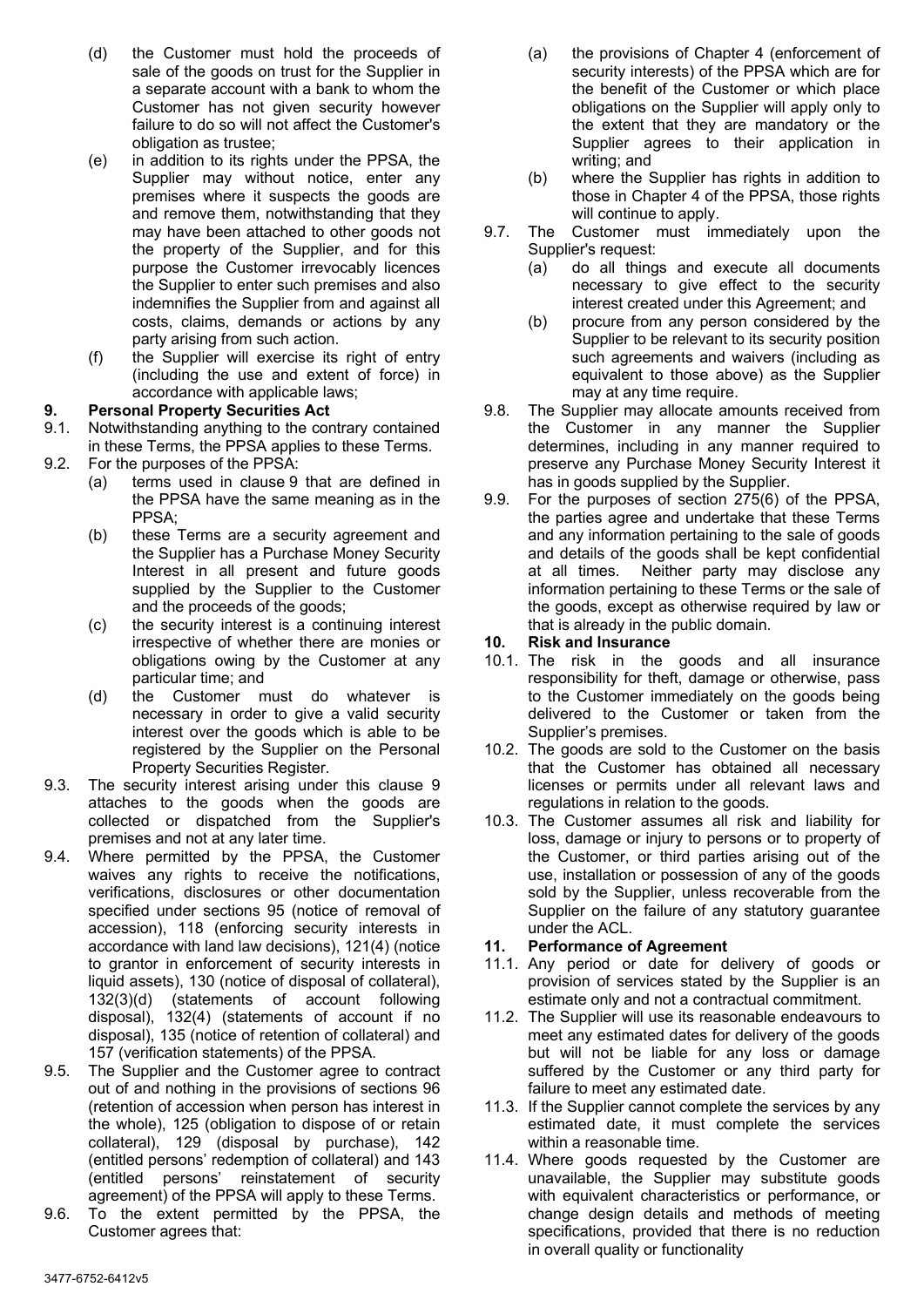(d) the Customer must hold the proceeds of sale of the goods on trust for the Supplier in a separate account with a bank to whom the Customer has not given security however failure to do so will not affect the Customer's obligation as trustee;

(e) in addition to its rights under the PPSA, the Supplier may without notice, enter any premises where it suspects the goods are and remove them, notwithstanding that they may have been attached to other goods not the property of the Supplier, and for this purpose the Customer irrevocably licences the Supplier to enter such premises and also indemnifies the Supplier from and against all costs, claims, demands or actions by any party arising from such action.

(f) the Supplier will exercise its right of entry (including the use and extent of force) in accordance with applicable laws;

## 9. Personal Property Securities Act

9.1. Notwithstanding anything to the contrary contained in these Terms, the PPSA applies to these Terms.

9.2. For the purposes of the PPSA:

(a) terms used in clause 9 that are defined in the PPSA have the same meaning as in the PPSA;

(b) these Terms are a security agreement and the Supplier has a Purchase Money Security Interest in all present and future goods supplied by the Supplier to the Customer and the proceeds of the goods;

(c) the security interest is a continuing interest irrespective of whether there are monies or obligations owing by the Customer at any particular time; and

(d) the Customer must do whatever is necessary in order to give a valid security interest over the goods which is able to be registered by the Supplier on the Personal Property Securities Register.

9.3. The security interest arising under this clause 9 attaches to the goods when the goods are collected or dispatched from the Supplier's premises and not at any later time.

9.4. Where permitted by the PPSA, the Customer waives any rights to receive the notifications, verifications, disclosures or other documentation specified under sections 95 (notice of accession), 118 (enforcing security interests in accordance with land law decisions), 121(4) (notice to grantor in enforcement of security interests in liquid assets), 130 (notice of disposal of collateral), 132(3)(d) (statements of account following disposal), 132(4) (statements of account if no disposal), 135 (notice of retention of collateral) and 157 (verification statements) of the PPSA.

9.5. The Supplier and the Customer agree to contract out of and nothing in the provisions of sections 96 (retention of accession when person has interest in the whole), 125 (obligation to dispose of or retain collateral), 129 (disposal by purchase), 142 (entitled persons' redemption of collateral) and 143 (entitled persons' reinstatement of security agreement) of the PPSA will apply to these Terms.

9.6. To the extent permitted by the PPSA, the Customer agrees that:

(a) the provisions of Chapter 4 (enforcement of security interests) of the PPSA which are for the benefit of the Customer or which place obligations on the Supplier will apply only to the extent that they are mandatory or the Supplier agrees to their application in writing; and

(b) where the Supplier has rights in addition to those in Chapter 4 of the PPSA, those rights will continue to apply.

9.7. The Customer must immediately upon the Supplier's request:

(a) do all things and execute all documents necessary to give effect to the security interest created under this Agreement; and

(b) procure from any person considered by the Supplier to be relevant to its security position such agreements and waivers (including as equivalent to those above) as the Supplier may at any time require.

9.8. The Supplier may allocate amounts received from the Customer in any manner the Supplier determines, including in any manner required to preserve any Purchase Money Security Interest it has in goods supplied by the Supplier.

9.9. For the purposes of section 275(6) of the PPSA, the parties agree and undertake that these Terms and any information pertaining to the sale of goods and details of the goods shall be kept confidential at all times. Neither party may disclose any information pertaining to these Terms or the sale of the goods, except as otherwise required by law or that is already in the public domain.

## 10. Risk and Insurance

10.1. The risk in the goods and all insurance responsibility for theft, damage or otherwise, pass to the Customer immediately on the goods being delivered to the Customer or taken from the Supplier's premises.

10.2. The goods are sold to the Customer on the basis that the Customer has obtained all necessary licenses or permits under all relevant laws and regulations in relation to the goods.

10.3. The Customer assumes all risk and liability for loss, damage or injury to persons or to property of the Customer, or third parties arising out of the use, installation or possession of any of the goods sold by the Supplier, unless recoverable from the Supplier on the failure of any statutory guarantee under the ACL.

## 11. Performance of Agreement

11.1. Any period or date for delivery of goods or provision of services stated by the Supplier is an estimate only and not a contractual commitment.

11.2. The Supplier will use its reasonable endeavours to meet any estimated dates for delivery of the goods but will not be liable for any loss or damage suffered by the Customer or any third party for failure to meet any estimated date.

11.3. If the Supplier cannot complete the services by any estimated date, it must complete the services within a reasonable time.

11.4. Where goods requested by the Customer are unavailable, the Supplier may substitute goods with equivalent characteristics or performance, or change design details and methods of meeting specifications, provided that there is no reduction in overall quality or functionality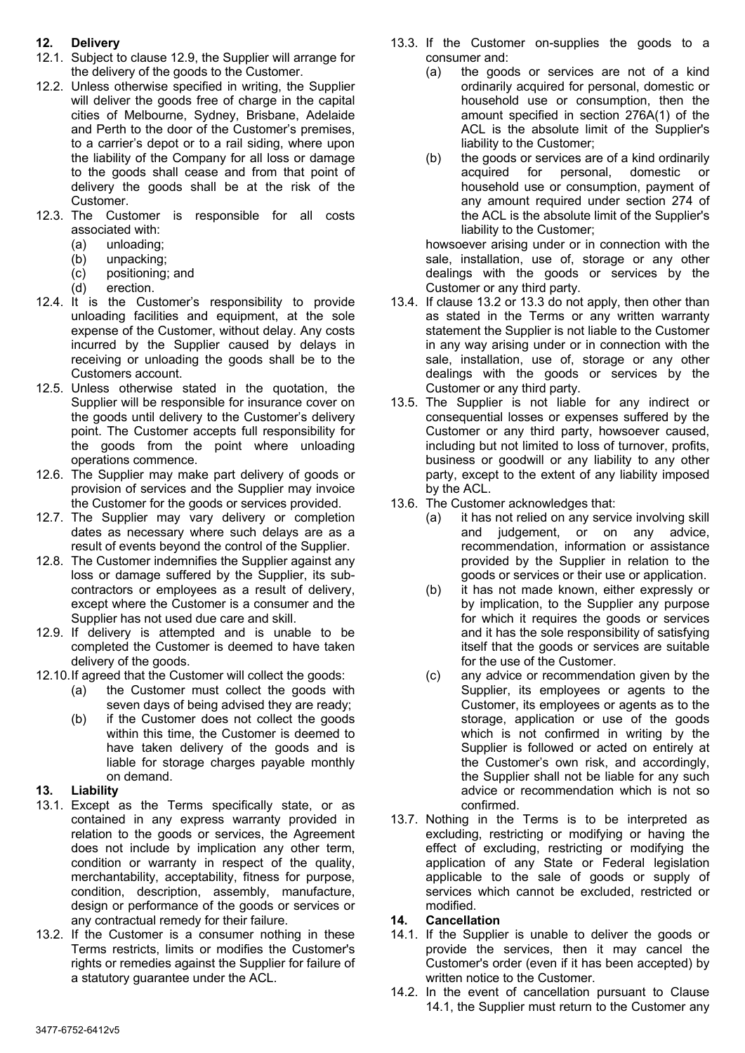## 12. Delivery

12.1. Subject to clause 12.9, the Supplier will arrange for the delivery of the goods to the Customer.

12.2. Unless otherwise specified in writing, the Supplier will deliver the goods free of charge in the capital cities of Melbourne, Sydney, Brisbane, Adelaide and Perth to the door of the Customer's premises, to a carrier's depot or to a rail siding, where upon the liability of the Company for all loss or damage to the goods shall cease and from that point of delivery the goods shall be at the risk of the Customer.

12.3. The Customer is responsible for all costs associated with:

(a) unloading;
(b) unpacking;
(c) positioning; and
(d) erection.

12.4. It is the Customer's responsibility to provide unloading facilities and equipment, at the sole expense of the Customer, without delay. Any costs incurred by the Supplier caused by delays in receiving or unloading the goods shall be to the Customers account.

12.5. Unless otherwise stated in the quotation, the Supplier will be responsible for insurance cover on the goods until delivery to the Customer's delivery point. The Customer accepts full responsibility for the goods from the point where unloading operations commence.

12.6. The Supplier may make part delivery of goods or provision of services and the Supplier may invoice the Customer for the goods or services provided.

12.7. The Supplier may vary delivery or completion dates as necessary where such delays are as a result of events beyond the control of the Supplier.

12.8. The Customer indemnifies the Supplier against any loss or damage suffered by the Supplier, its sub-contractors or employees as a result of delivery, except where the Customer is a consumer and the Supplier has not used due care and skill.

12.9. If delivery is attempted and is unable to be completed the Customer is deemed to have taken delivery of the goods.

12.10. If agreed that the Customer will collect the goods:

(a) the Customer must collect the goods with seven days of being advised they are ready;
(b) if the Customer does not collect the goods within this time, the Customer is deemed to have taken delivery of the goods and is liable for storage charges payable monthly on demand.

## 13. Liability

13.1. Except as the Terms specifically state, or as contained in any express warranty provided in relation to the goods or services, the Agreement does not include by implication any other term, condition or warranty in respect of the quality, merchantability, acceptability, fitness for purpose, condition, description, assembly, manufacture, design or performance of the goods or services or any contractual remedy for their failure.

13.2. If the Customer is a consumer nothing in these Terms restricts, limits or modifies the Customer's rights or remedies against the Supplier for failure of a statutory guarantee under the ACL.

13.3. If the Customer on-supplies the goods to a consumer and:

(a) the goods or services are not of a kind ordinarily acquired for personal, domestic or household use or consumption, then the amount specified in section 276A(1) of the ACL is the absolute limit of the Supplier's liability to the Customer;
(b) the goods or services are of a kind ordinarily acquired for personal, domestic or household use or consumption, payment of any amount required under section 274 of the ACL is the absolute limit of the Supplier's liability to the Customer;

howsoever arising under or in connection with the sale, installation, use of, storage or any other dealings with the goods or services by the Customer or any third party.

13.4. If clause 13.2 or 13.3 do not apply, then other than as stated in the Terms or any written warranty statement the Supplier is not liable to the Customer in any way arising under or in connection with the sale, installation, use of, storage or any other dealings with the goods or services by the Customer or any third party.

13.5. The Supplier is not liable for any indirect or consequential losses or expenses suffered by the Customer or any third party, howsoever caused, including but not limited to loss of turnover, profits, business or goodwill or any liability to any other party, except to the extent of any liability imposed by the ACL.

13.6. The Customer acknowledges that:

(a) it has not relied on any service involving skill and judgement, or on any advice, recommendation, information or assistance provided by the Supplier in relation to the goods or services or their use or application.
(b) it has not made known, either expressly or by implication, to the Supplier any purpose for which it requires the goods or services and it has the sole responsibility of satisfying itself that the goods or services are suitable for the use of the Customer.
(c) any advice or recommendation given by the Supplier, its employees or agents to the Customer, its employees or agents as to the storage, application or use of the goods which is not confirmed in writing by the Supplier is followed or acted on entirely at the Customer's own risk, and accordingly, the Supplier shall not be liable for any such advice or recommendation which is not so confirmed.

13.7. Nothing in the Terms is to be interpreted as excluding, restricting or modifying or having the effect of excluding, restricting or modifying the application of any State or Federal legislation applicable to the sale of goods or supply of services which cannot be excluded, restricted or modified.

## 14. Cancellation

14.1. If the Supplier is unable to deliver the goods or provide the services, then it may cancel the Customer's order (even if it has been accepted) by written notice to the Customer.

14.2. In the event of cancellation pursuant to Clause 14.1, the Supplier must return to the Customer any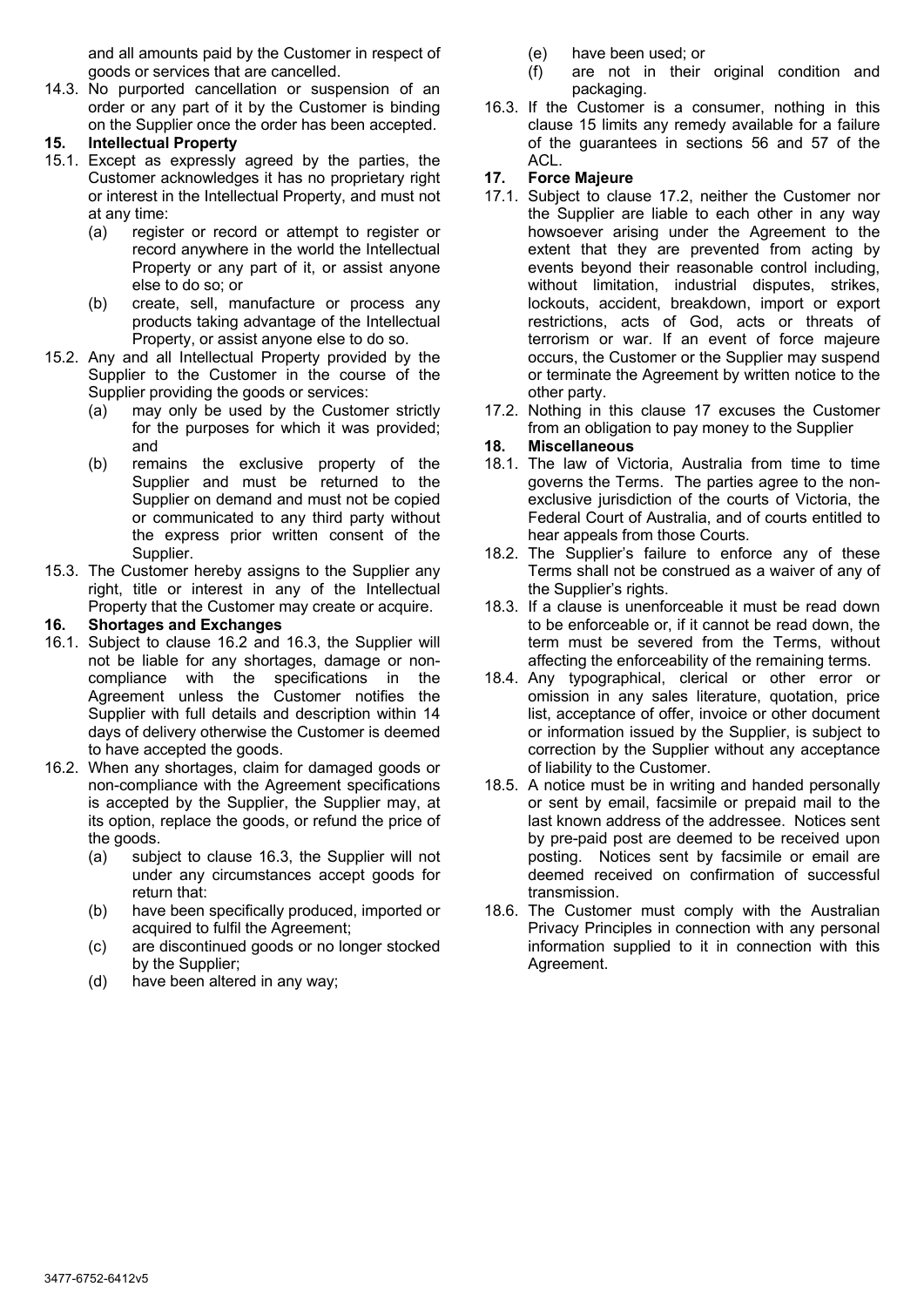and all amounts paid by the Customer in respect of goods or services that are cancelled.

14.3. No purported cancellation or suspension of an order or any part of it by the Customer is binding on the Supplier once the order has been accepted.

**15. Intellectual Property**

15.1. Except as expressly agreed by the parties, the Customer acknowledges it has no proprietary right or interest in the Intellectual Property, and must not at any time:

(a) register or record or attempt to register or record anywhere in the world the Intellectual Property or any part of it, or assist anyone else to do so; or

(b) create, sell, manufacture or process any products taking advantage of the Intellectual Property, or assist anyone else to do so.

15.2. Any and all Intellectual Property provided by the Supplier to the Customer in the course of the Supplier providing the goods or services:

(a) may only be used by the Customer strictly for the purposes for which it was provided; and

(b) remains the exclusive property of the Supplier and must be returned to the Supplier on demand and must not be copied or communicated to any third party without the express prior written consent of the Supplier.

15.3. The Customer hereby assigns to the Supplier any right, title or interest in any of the Intellectual Property that the Customer may create or acquire.

**16. Shortages and Exchanges**

16.1. Subject to clause 16.2 and 16.3, the Supplier will not be liable for any shortages, damage or non-compliance with the specifications in the Agreement unless the Customer notifies the Supplier with full details and description within 14 days of delivery otherwise the Customer is deemed to have accepted the goods.

16.2. When any shortages, claim for damaged goods or non-compliance with the Agreement specifications is accepted by the Supplier, the Supplier may, at its option, replace the goods, or refund the price of the goods.

(a) subject to clause 16.3, the Supplier will not under any circumstances accept goods for return that:

(b) have been specifically produced, imported or acquired to fulfil the Agreement;

(c) are discontinued goods or no longer stocked by the Supplier;

(d) have been altered in any way;

(e) have been used; or

(f) are not in their original condition and packaging.

16.3. If the Customer is a consumer, nothing in this clause 15 limits any remedy available for a failure of the guarantees in sections 56 and 57 of the ACL.

**17. Force Majeure**

17.1. Subject to clause 17.2, neither the Customer nor the Supplier are liable to each other in any way howsoever arising under the Agreement to the extent that they are prevented from acting by events beyond their reasonable control including, without limitation, industrial disputes, strikes, lockouts, accident, breakdown, import or export restrictions, acts of God, acts or threats of terrorism or war. If an event of force majeure occurs, the Customer or the Supplier may suspend or terminate the Agreement by written notice to the other party.

17.2. Nothing in this clause 17 excuses the Customer from an obligation to pay money to the Supplier

**18. Miscellaneous**

18.1. The law of Victoria, Australia from time to time governs the Terms. The parties agree to the non-exclusive jurisdiction of the courts of Victoria, the Federal Court of Australia, and of courts entitled to hear appeals from those Courts.

18.2. The Supplier's failure to enforce any of these Terms shall not be construed as a waiver of any of the Supplier's rights.

18.3. If a clause is unenforceable it must be read down to be enforceable or, if it cannot be read down, the term must be severed from the Terms, without affecting the enforceability of the remaining terms.

18.4. Any typographical, clerical or other error or omission in any sales literature, quotation, price list, acceptance of offer, invoice or other document or information issued by the Supplier, is subject to correction by the Supplier without any acceptance of liability to the Customer.

18.5. A notice must be in writing and handed personally or sent by email, facsimile or prepaid mail to the last known address of the addressee. Notices sent by pre-paid post are deemed to be received upon posting. Notices sent by facsimile or email are deemed received on confirmation of successful transmission.

18.6. The Customer must comply with the Australian Privacy Principles in connection with any personal information supplied to it in connection with this Agreement.

3477-6752-6412v5